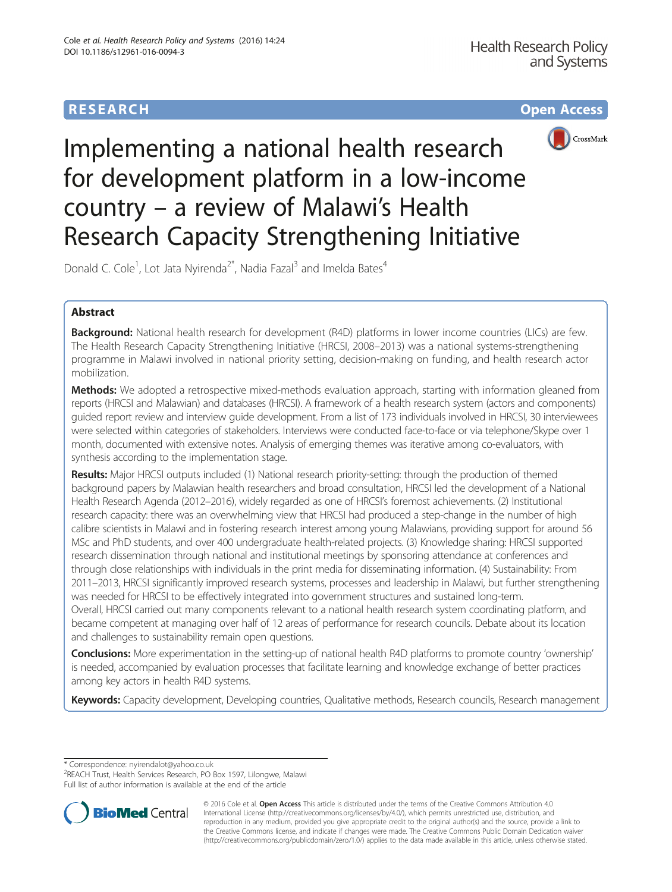**RESEARCH** **Open Access**

# Implementing a national health research for development platform in a low-income country – a review of Malawi's Health Research Capacity Strengthening Initiative

Donald C. Cole[1], Lot Jata Nyirenda[2*], Nadia Fazal[3] and Imelda Bates[4]

## Abstract

**Background:** National health research for development (R4D) platforms in lower income countries (LICs) are few. The Health Research Capacity Strengthening Initiative (HRCSI, 2008–2013) was a national systems-strengthening programme in Malawi involved in national priority setting, decision-making on funding, and health research actor mobilization.

**Methods:** We adopted a retrospective mixed-methods evaluation approach, starting with information gleaned from reports (HRCSI and Malawian) and databases (HRCSI). A framework of a health research system (actors and components) guided report review and interview guide development. From a list of 173 individuals involved in HRCSI, 30 interviewees were selected within categories of stakeholders. Interviews were conducted face-to-face or via telephone/Skype over 1 month, documented with extensive notes. Analysis of emerging themes was iterative among co-evaluators, with synthesis according to the implementation stage.

**Results:** Major HRCSI outputs included (1) National research priority-setting: through the production of themed background papers by Malawian health researchers and broad consultation, HRCSI led the development of a National Health Research Agenda (2012–2016), widely regarded as one of HRCSI's foremost achievements. (2) Institutional research capacity: there was an overwhelming view that HRCSI had produced a step-change in the number of high calibre scientists in Malawi and in fostering research interest among young Malawians, providing support for around 56 MSc and PhD students, and over 400 undergraduate health-related projects. (3) Knowledge sharing: HRCSI supported research dissemination through national and institutional meetings by sponsoring attendance at conferences and through close relationships with individuals in the print media for disseminating information. (4) Sustainability: From 2011–2013, HRCSI significantly improved research systems, processes and leadership in Malawi, but further strengthening was needed for HRCSI to be effectively integrated into government structures and sustained long-term.

Overall, HRCSI carried out many components relevant to a national health research system coordinating platform, and became competent at managing over half of 12 areas of performance for research councils. Debate about its location and challenges to sustainability remain open questions.

**Conclusions:** More experimentation in the setting-up of national health R4D platforms to promote country 'ownership' is needed, accompanied by evaluation processes that facilitate learning and knowledge exchange of better practices among key actors in health R4D systems.

**Keywords:** Capacity development, Developing countries, Qualitative methods, Research councils, Research management

---

* Correspondence: nyirendalot@yahoo.co.uk
[2]REACH Trust, Health Services Research, PO Box 1597, Lilongwe, Malawi
Full list of author information is available at the end of the article

© 2016 Cole et al. **Open Access** This article is distributed under the terms of the Creative Commons Attribution 4.0 International License (http://creativecommons.org/licenses/by/4.0/), which permits unrestricted use, distribution, and reproduction in any medium, provided you give appropriate credit to the original author(s) and the source, provide a link to the Creative Commons license, and indicate if changes were made. The Creative Commons Public Domain Dedication waiver (http://creativecommons.org/publicdomain/zero/1.0/) applies to the data made available in this article, unless otherwise stated.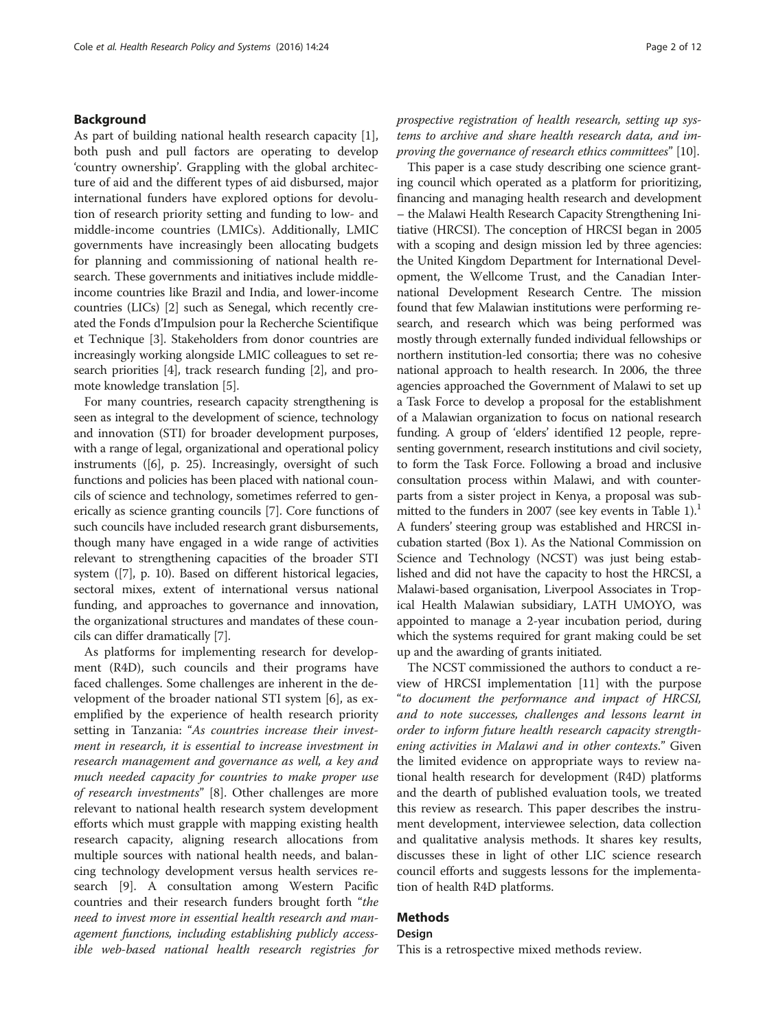## Background

As part of building national health research capacity [1], both push and pull factors are operating to develop 'country ownership'. Grappling with the global architecture of aid and the different types of aid disbursed, major international funders have explored options for devolution of research priority setting and funding to low- and middle-income countries (LMICs). Additionally, LMIC governments have increasingly been allocating budgets for planning and commissioning of national health research. These governments and initiatives include middle-income countries like Brazil and India, and lower-income countries (LICs) [2] such as Senegal, which recently created the Fonds d'Impulsion pour la Recherche Scientifique et Technique [3]. Stakeholders from donor countries are increasingly working alongside LMIC colleagues to set research priorities [4], track research funding [2], and promote knowledge translation [5].

For many countries, research capacity strengthening is seen as integral to the development of science, technology and innovation (STI) for broader development purposes, with a range of legal, organizational and operational policy instruments ([6], p. 25). Increasingly, oversight of such functions and policies has been placed with national councils of science and technology, sometimes referred to generically as science granting councils [7]. Core functions of such councils have included research grant disbursements, though many have engaged in a wide range of activities relevant to strengthening capacities of the broader STI system ([7], p. 10). Based on different historical legacies, sectoral mixes, extent of international versus national funding, and approaches to governance and innovation, the organizational structures and mandates of these councils can differ dramatically [7].

As platforms for implementing research for development (R4D), such councils and their programs have faced challenges. Some challenges are inherent in the development of the broader national STI system [6], as exemplified by the experience of health research priority setting in Tanzania: "*As countries increase their investment in research, it is essential to increase investment in research management and governance as well, a key and much needed capacity for countries to make proper use of research investments*" [8]. Other challenges are more relevant to national health research system development efforts which must grapple with mapping existing health research capacity, aligning research allocations from multiple sources with national health needs, and balancing technology development versus health services research [9]. A consultation among Western Pacific countries and their research funders brought forth "*the need to invest more in essential health research and management functions, including establishing publicly accessible web-based national health research registries for prospective registration of health research, setting up systems to archive and share health research data, and improving the governance of research ethics committees*" [10].

This paper is a case study describing one science granting council which operated as a platform for prioritizing, financing and managing health research and development – the Malawi Health Research Capacity Strengthening Initiative (HRCSI). The conception of HRCSI began in 2005 with a scoping and design mission led by three agencies: the United Kingdom Department for International Development, the Wellcome Trust, and the Canadian International Development Research Centre. The mission found that few Malawian institutions were performing research, and research which was being performed was mostly through externally funded individual fellowships or northern institution-led consortia; there was no cohesive national approach to health research. In 2006, the three agencies approached the Government of Malawi to set up a Task Force to develop a proposal for the establishment of a Malawian organization to focus on national research funding. A group of 'elders' identified 12 people, representing government, research institutions and civil society, to form the Task Force. Following a broad and inclusive consultation process within Malawi, and with counterparts from a sister project in Kenya, a proposal was submitted to the funders in 2007 (see key events in Table 1).[1] A funders' steering group was established and HRCSI incubation started (Box 1). As the National Commission on Science and Technology (NCST) was just being established and did not have the capacity to host the HRCSI, a Malawi-based organisation, Liverpool Associates in Tropical Health Malawian subsidiary, LATH UMOYO, was appointed to manage a 2-year incubation period, during which the systems required for grant making could be set up and the awarding of grants initiated.

The NCST commissioned the authors to conduct a review of HRCSI implementation [11] with the purpose "*to document the performance and impact of HRCSI, and to note successes, challenges and lessons learnt in order to inform future health research capacity strengthening activities in Malawi and in other contexts.*" Given the limited evidence on appropriate ways to review national health research for development (R4D) platforms and the dearth of published evaluation tools, we treated this review as research. This paper describes the instrument development, interviewee selection, data collection and qualitative analysis methods. It shares key results, discusses these in light of other LIC science research council efforts and suggests lessons for the implementation of health R4D platforms.

## Methods

### Design

This is a retrospective mixed methods review.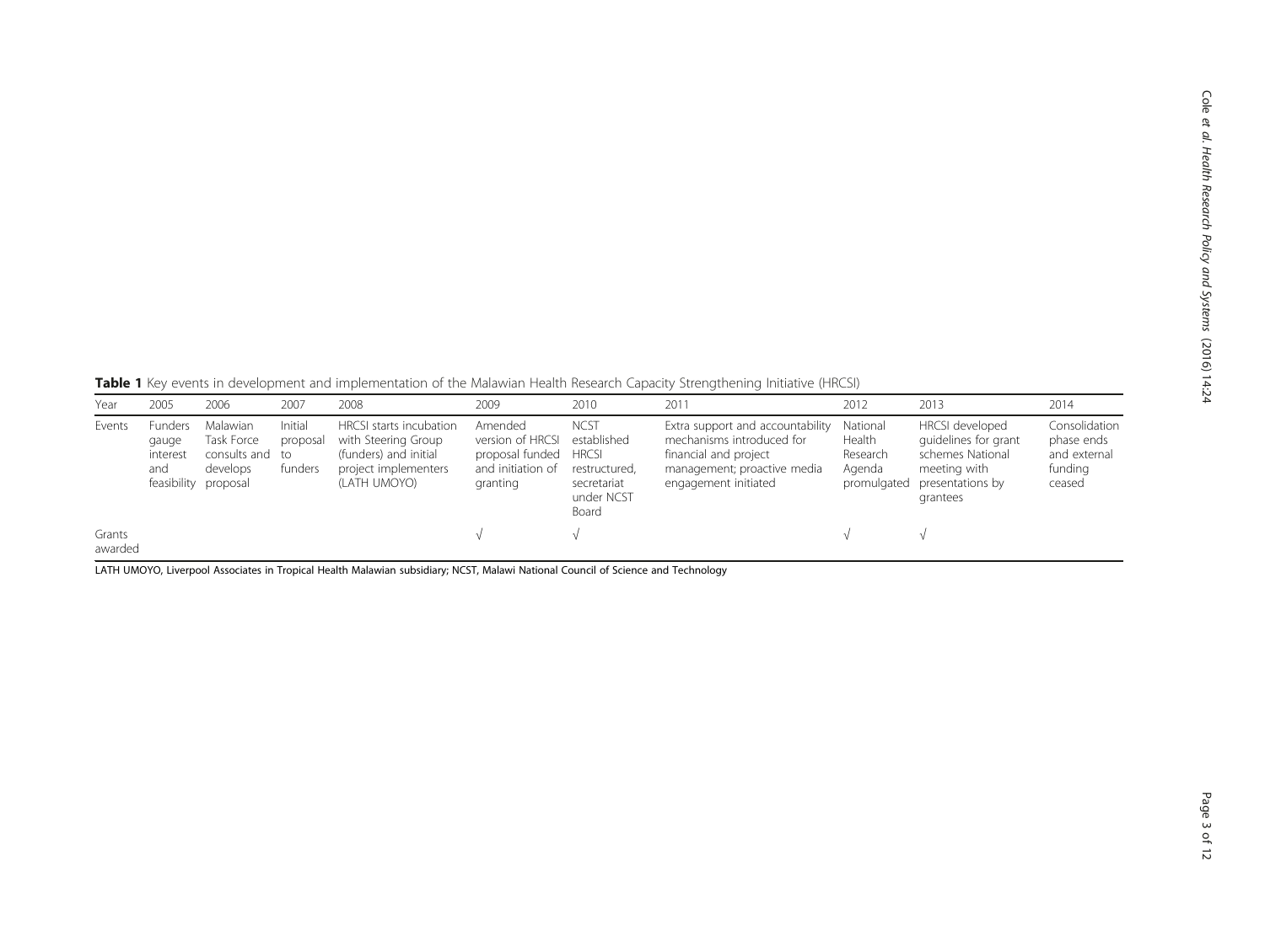**Table 1** Key events in development and implementation of the Malawian Health Research Capacity Strengthening Initiative (HRCSI)

| Year | 2005 | 2006 | 2007 | 2008 | 2009 | 2010 | 2011 | 2012 | 2013 | 2014 |
|---|---|---|---|---|---|---|---|---|---|---|
| Events | Funders gauge interest and feasibility | Malawian Task Force consults and develops proposal | Initial proposal to funders | HRCSI starts incubation with Steering Group (funders) and initial project implementers (LATH UMOYO) | Amended version of HRCSI proposal funded and initiation of granting | NCST established HRCSI restructured, secretariat under NCST Board | Extra support and accountability mechanisms introduced for financial and project management; proactive media engagement initiated | National Health Research Agenda promulgated | HRCSI developed guidelines for grant schemes National meeting with presentations by grantees | Consolidation phase ends and external funding ceased |
| Grants awarded | | | | | √ | √ | | √ | √ | |

LATH UMOYO, Liverpool Associates in Tropical Health Malawian subsidiary; NCST, Malawi National Council of Science and Technology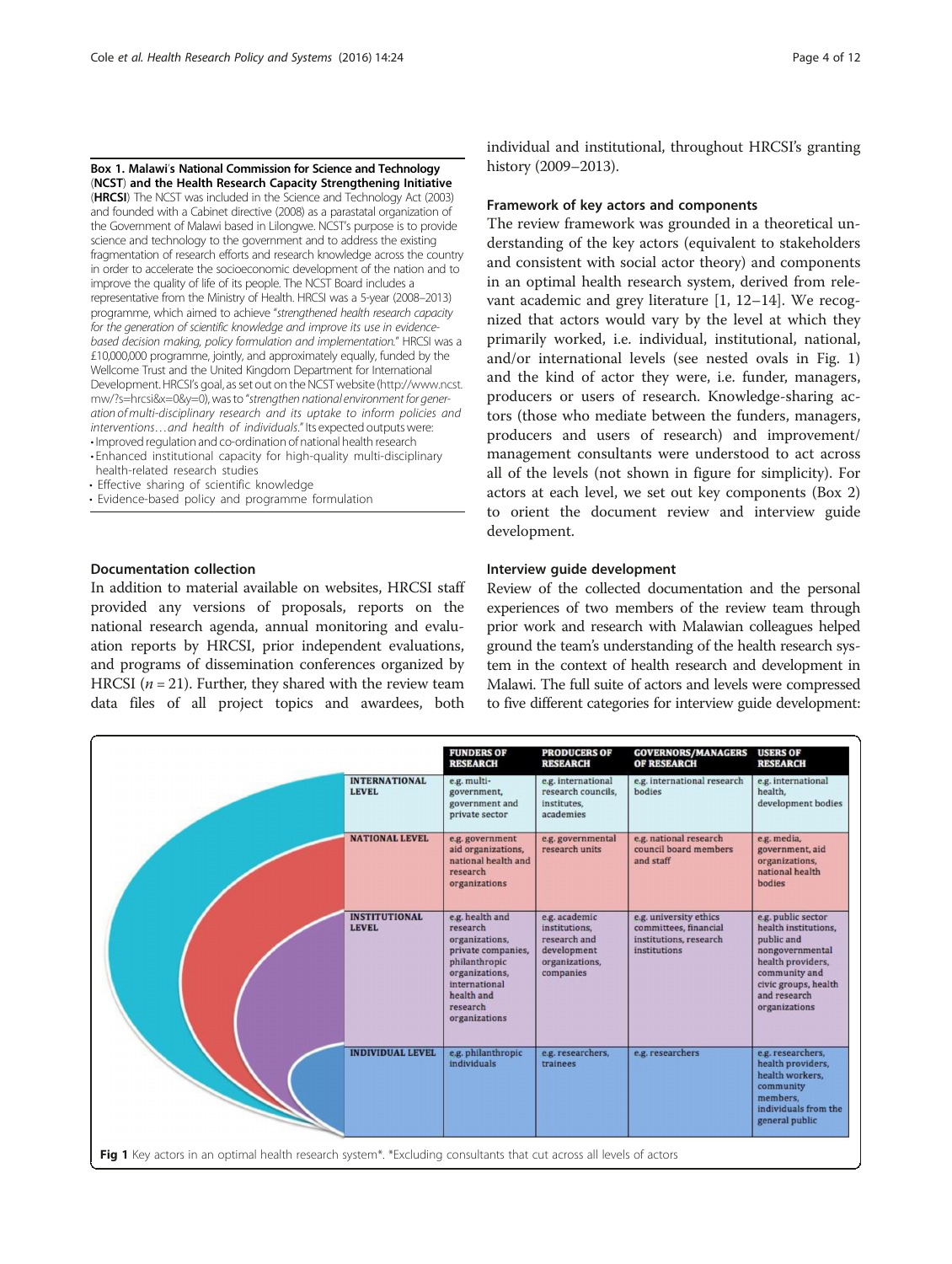**Box 1. Malawi's National Commission for Science and Technology (NCST) and the Health Research Capacity Strengthening Initiative (HRCSI)** The NCST was included in the Science and Technology Act (2003) and founded with a Cabinet directive (2008) as a parastatal organization of the Government of Malawi based in Lilongwe. NCST's purpose is to provide science and technology to the government and to address the existing fragmentation of research efforts and research knowledge across the country in order to accelerate the socioeconomic development of the nation and to improve the quality of life of its people. The NCST Board includes a representative from the Ministry of Health. HRCSI was a 5-year (2008–2013) programme, which aimed to achieve "*strengthened health research capacity for the generation of scientific knowledge and improve its use in evidence-based decision making, policy formulation and implementation.*" HRCSI was a £10,000,000 programme, jointly, and approximately equally, funded by the Wellcome Trust and the United Kingdom Department for International Development. HRCSI's goal, as set out on the NCST website (http://www.ncst.mw/?s=hrcsi&x=0&y=0), was to "*strengthen national environment for generation of multi-disciplinary research and its uptake to inform policies and interventions…and health of individuals.*" Its expected outputs were:

- Improved regulation and co-ordination of national health research
- Enhanced institutional capacity for high-quality multi-disciplinary health-related research studies
- Effective sharing of scientific knowledge
- Evidence-based policy and programme formulation

### Documentation collection

In addition to material available on websites, HRCSI staff provided any versions of proposals, reports on the national research agenda, annual monitoring and evaluation reports by HRCSI, prior independent evaluations, and programs of dissemination conferences organized by HRCSI ($n$ = 21). Further, they shared with the review team data files of all project topics and awardees, both individual and institutional, throughout HRCSI's granting history (2009–2013).

### Framework of key actors and components

The review framework was grounded in a theoretical understanding of the key actors (equivalent to stakeholders and consistent with social actor theory) and components in an optimal health research system, derived from relevant academic and grey literature [1, 12–14]. We recognized that actors would vary by the level at which they primarily worked, i.e. individual, institutional, national, and/or international levels (see nested ovals in Fig. 1) and the kind of actor they were, i.e. funder, managers, producers or users of research. Knowledge-sharing actors (those who mediate between the funders, managers, producers and users of research) and improvement/management consultants were understood to act across all of the levels (not shown in figure for simplicity). For actors at each level, we set out key components (Box 2) to orient the document review and interview guide development.

### Interview guide development

Review of the collected documentation and the personal experiences of two members of the review team through prior work and research with Malawian colleagues helped ground the team's understanding of the health research system in the context of health research and development in Malawi. The full suite of actors and levels were compressed to five different categories for interview guide development:

| | FUNDERS OF RESEARCH | PRODUCERS OF RESEARCH | GOVERNORS/MANAGERS OF RESEARCH | USERS OF RESEARCH |
|---|---|---|---|---|
| INTERNATIONAL LEVEL | e.g. multi-government, government and private sector | e.g. international research councils, institutes, academies | e.g. international research bodies | e.g. international health, development bodies |
| NATIONAL LEVEL | e.g. government aid organizations, national health and research organizations | e.g. governmental research units | e.g. national research council board members and staff | e.g. media, government, aid organizations, national health bodies |
| INSTITUTIONAL LEVEL | e.g. health and research organizations, private companies, philanthropic organizations, international health and research organizations | e.g. academic institutions, research and development organizations, companies | e.g. university ethics committees, financial institutions, research institutions | e.g. public sector health institutions, public and nongovernmental health providers, community and civic groups, health and research organizations |
| INDIVIDUAL LEVEL | e.g. philanthropic individuals | e.g. researchers, trainees | e.g. researchers | e.g. researchers, health providers, health workers, community members, individuals from the general public |

**Fig 1** Key actors in an optimal health research system*. *Excluding consultants that cut across all levels of actors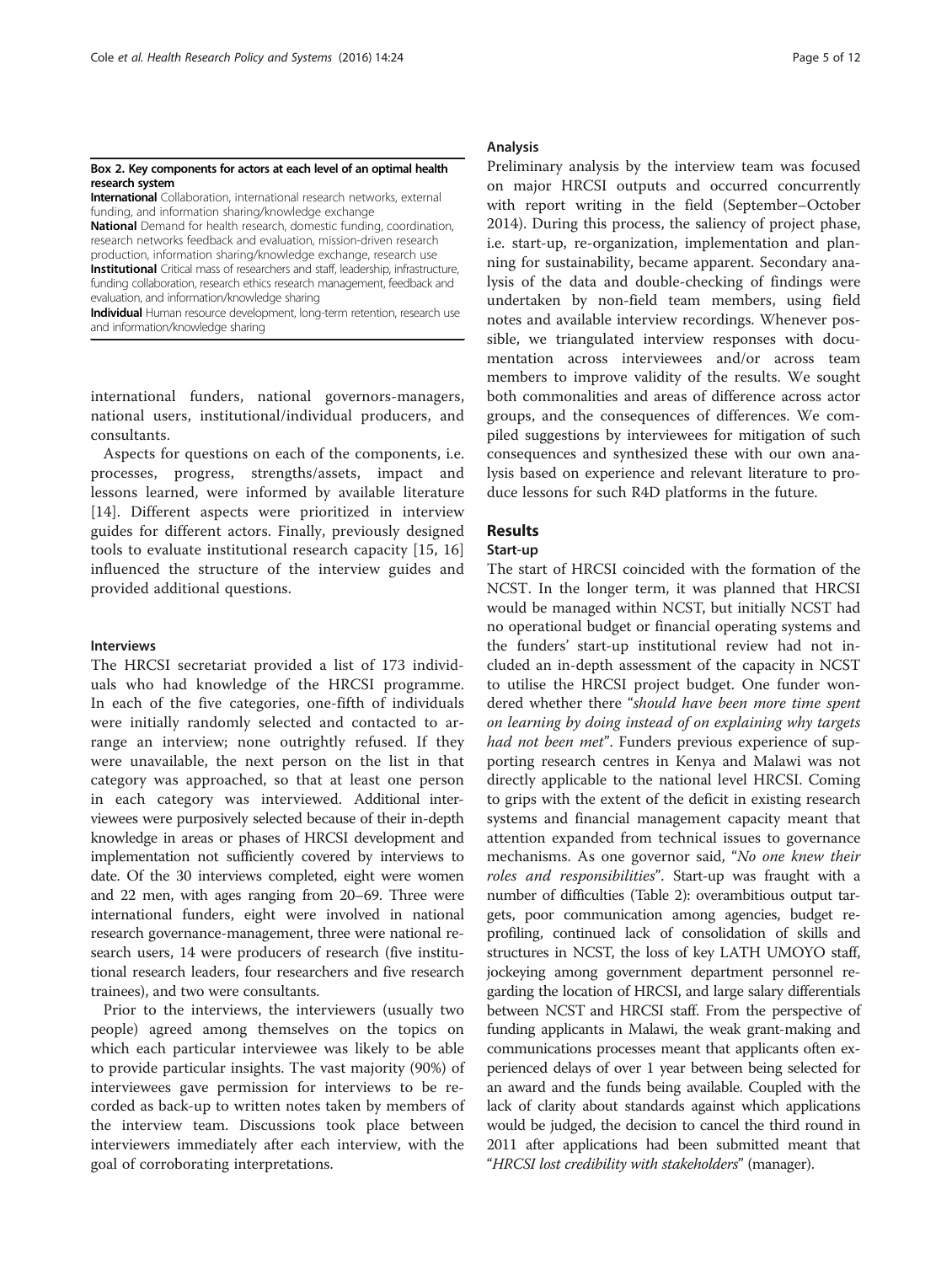**Box 2. Key components for actors at each level of an optimal health research system**

**International** Collaboration, international research networks, external funding, and information sharing/knowledge exchange

**National** Demand for health research, domestic funding, coordination, research networks feedback and evaluation, mission-driven research production, information sharing/knowledge exchange, research use

**Institutional** Critical mass of researchers and staff, leadership, infrastructure, funding collaboration, research ethics research management, feedback and evaluation, and information/knowledge sharing

**Individual** Human resource development, long-term retention, research use and information/knowledge sharing

international funders, national governors-managers, national users, institutional/individual producers, and consultants.

Aspects for questions on each of the components, i.e. processes, progress, strengths/assets, impact and lessons learned, were informed by available literature [14]. Different aspects were prioritized in interview guides for different actors. Finally, previously designed tools to evaluate institutional research capacity [15, 16] influenced the structure of the interview guides and provided additional questions.

### Interviews

The HRCSI secretariat provided a list of 173 individuals who had knowledge of the HRCSI programme. In each of the five categories, one-fifth of individuals were initially randomly selected and contacted to arrange an interview; none outrightly refused. If they were unavailable, the next person on the list in that category was approached, so that at least one person in each category was interviewed. Additional interviewees were purposively selected because of their in-depth knowledge in areas or phases of HRCSI development and implementation not sufficiently covered by interviews to date. Of the 30 interviews completed, eight were women and 22 men, with ages ranging from 20–69. Three were international funders, eight were involved in national research governance-management, three were national research users, 14 were producers of research (five institutional research leaders, four researchers and five research trainees), and two were consultants.

Prior to the interviews, the interviewers (usually two people) agreed among themselves on the topics on which each particular interviewee was likely to be able to provide particular insights. The vast majority (90%) of interviewees gave permission for interviews to be recorded as back-up to written notes taken by members of the interview team. Discussions took place between interviewers immediately after each interview, with the goal of corroborating interpretations.

### Analysis

Preliminary analysis by the interview team was focused on major HRCSI outputs and occurred concurrently with report writing in the field (September–October 2014). During this process, the saliency of project phase, i.e. start-up, re-organization, implementation and planning for sustainability, became apparent. Secondary analysis of the data and double-checking of findings were undertaken by non-field team members, using field notes and available interview recordings. Whenever possible, we triangulated interview responses with documentation across interviewees and/or across team members to improve validity of the results. We sought both commonalities and areas of difference across actor groups, and the consequences of differences. We compiled suggestions by interviewees for mitigation of such consequences and synthesized these with our own analysis based on experience and relevant literature to produce lessons for such R4D platforms in the future.

## Results

### Start-up

The start of HRCSI coincided with the formation of the NCST. In the longer term, it was planned that HRCSI would be managed within NCST, but initially NCST had no operational budget or financial operating systems and the funders' start-up institutional review had not included an in-depth assessment of the capacity in NCST to utilise the HRCSI project budget. One funder wondered whether there "*should have been more time spent on learning by doing instead of on explaining why targets had not been met*". Funders previous experience of supporting research centres in Kenya and Malawi was not directly applicable to the national level HRCSI. Coming to grips with the extent of the deficit in existing research systems and financial management capacity meant that attention expanded from technical issues to governance mechanisms. As one governor said, "*No one knew their roles and responsibilities*". Start-up was fraught with a number of difficulties (Table 2): overambitious output targets, poor communication among agencies, budget reprofiling, continued lack of consolidation of skills and structures in NCST, the loss of key LATH UMOYO staff, jockeying among government department personnel regarding the location of HRCSI, and large salary differentials between NCST and HRCSI staff. From the perspective of funding applicants in Malawi, the weak grant-making and communications processes meant that applicants often experienced delays of over 1 year between being selected for an award and the funds being available. Coupled with the lack of clarity about standards against which applications would be judged, the decision to cancel the third round in 2011 after applications had been submitted meant that "*HRCSI lost credibility with stakeholders*" (manager).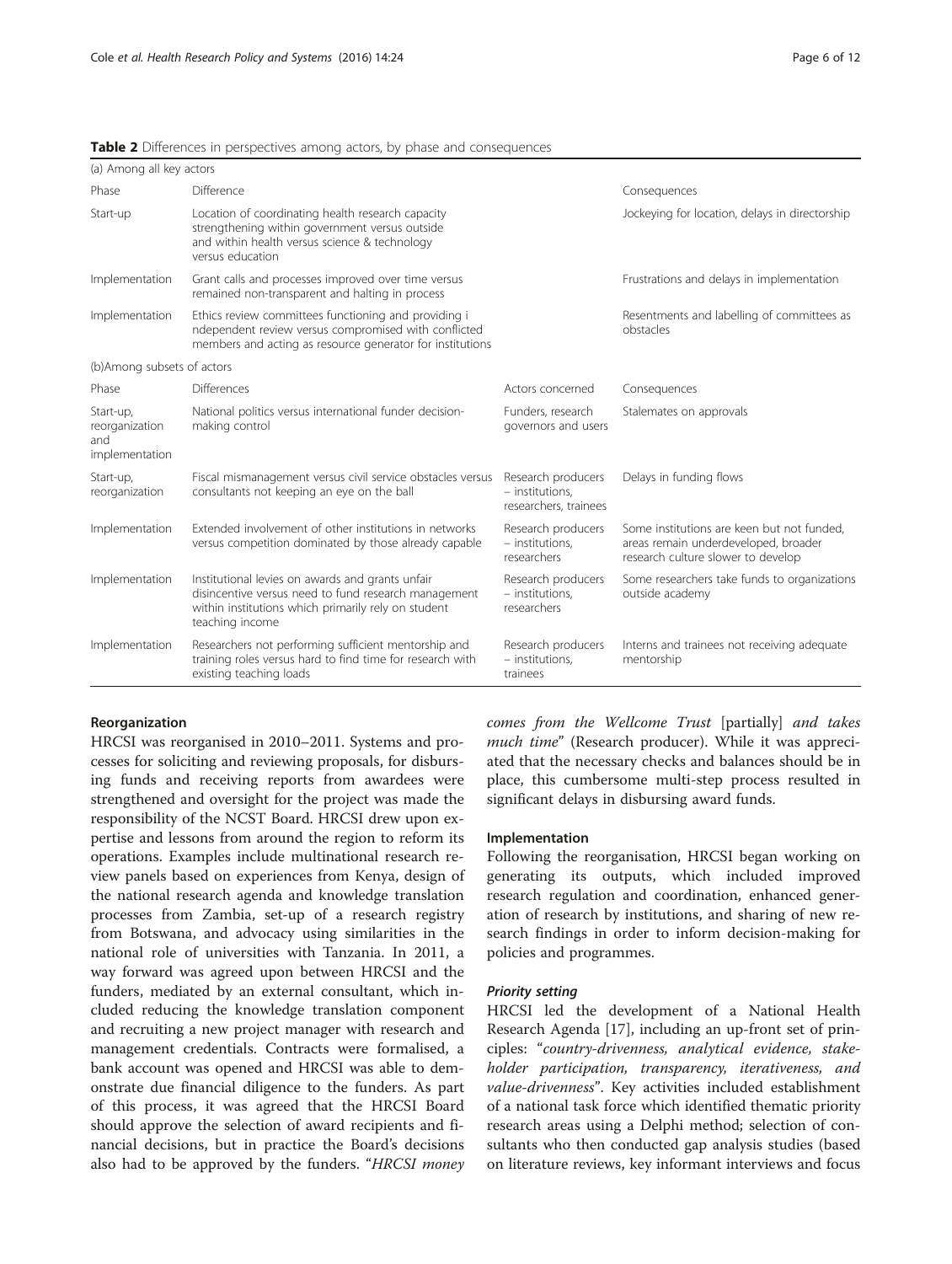**Table 2** Differences in perspectives among actors, by phase and consequences

| (a) Among all key actors | | | |
|---|---|---|---|
| Phase | Difference | | Consequences |
| Start-up | Location of coordinating health research capacity strengthening within government versus outside and within health versus science & technology versus education | | Jockeying for location, delays in directorship |
| Implementation | Grant calls and processes improved over time versus remained non-transparent and halting in process | | Frustrations and delays in implementation |
| Implementation | Ethics review committees functioning and providing i ndependent review versus compromised with conflicted members and acting as resource generator for institutions | | Resentments and labelling of committees as obstacles |
| (b)Among subsets of actors | | | |
| Phase | Differences | Actors concerned | Consequences |
| Start-up, reorganization and implementation | National politics versus international funder decision-making control | Funders, research governors and users | Stalemates on approvals |
| Start-up, reorganization | Fiscal mismanagement versus civil service obstacles versus consultants not keeping an eye on the ball | Research producers – institutions, researchers, trainees | Delays in funding flows |
| Implementation | Extended involvement of other institutions in networks versus competition dominated by those already capable | Research producers – institutions, researchers | Some institutions are keen but not funded, areas remain underdeveloped, broader research culture slower to develop |
| Implementation | Institutional levies on awards and grants unfair disincentive versus need to fund research management within institutions which primarily rely on student teaching income | Research producers – institutions, researchers | Some researchers take funds to organizations outside academy |
| Implementation | Researchers not performing sufficient mentorship and training roles versus hard to find time for research with existing teaching loads | Research producers – institutions, trainees | Interns and trainees not receiving adequate mentorship |

### Reorganization

HRCSI was reorganised in 2010–2011. Systems and processes for soliciting and reviewing proposals, for disbursing funds and receiving reports from awardees were strengthened and oversight for the project was made the responsibility of the NCST Board. HRCSI drew upon expertise and lessons from around the region to reform its operations. Examples include multinational research review panels based on experiences from Kenya, design of the national research agenda and knowledge translation processes from Zambia, set-up of a research registry from Botswana, and advocacy using similarities in the national role of universities with Tanzania. In 2011, a way forward was agreed upon between HRCSI and the funders, mediated by an external consultant, which included reducing the knowledge translation component and recruiting a new project manager with research and management credentials. Contracts were formalised, a bank account was opened and HRCSI was able to demonstrate due financial diligence to the funders. As part of this process, it was agreed that the HRCSI Board should approve the selection of award recipients and financial decisions, but in practice the Board's decisions also had to be approved by the funders. "*HRCSI money comes from the Wellcome Trust* [partially] *and takes much time*" (Research producer). While it was appreciated that the necessary checks and balances should be in place, this cumbersome multi-step process resulted in significant delays in disbursing award funds.

### Implementation

Following the reorganisation, HRCSI began working on generating its outputs, which included improved research regulation and coordination, enhanced generation of research by institutions, and sharing of new research findings in order to inform decision-making for policies and programmes.

#### *Priority setting*

HRCSI led the development of a National Health Research Agenda [17], including an up-front set of principles: "*country-drivenness, analytical evidence, stakeholder participation, transparency, iterativeness, and value-drivenness*". Key activities included establishment of a national task force which identified thematic priority research areas using a Delphi method; selection of consultants who then conducted gap analysis studies (based on literature reviews, key informant interviews and focus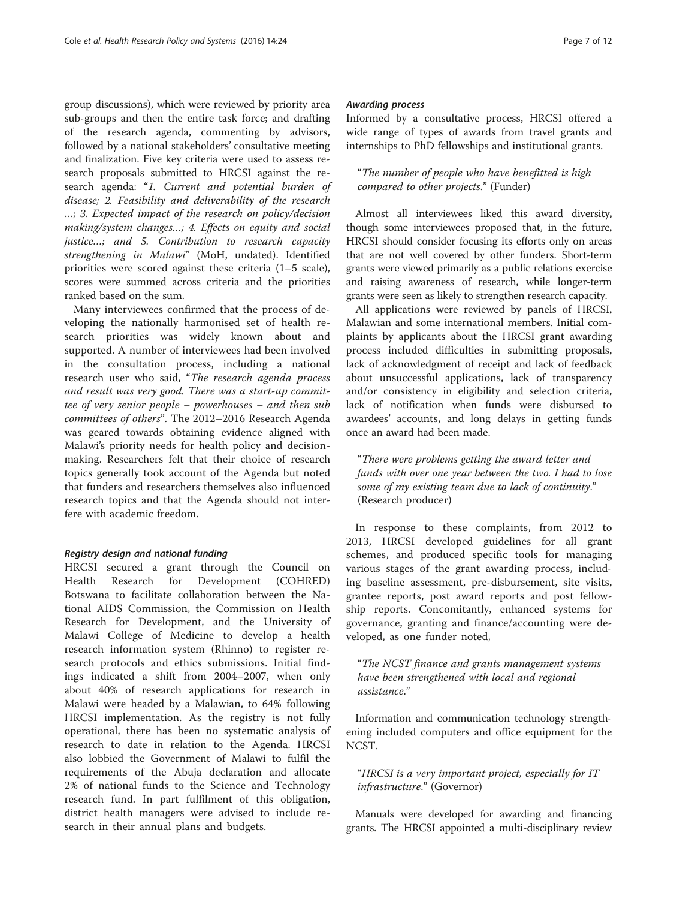group discussions), which were reviewed by priority area sub-groups and then the entire task force; and drafting of the research agenda, commenting by advisors, followed by a national stakeholders' consultative meeting and finalization. Five key criteria were used to assess research proposals submitted to HRCSI against the research agenda: "*1. Current and potential burden of disease; 2. Feasibility and deliverability of the research …; 3. Expected impact of the research on policy/decision making/system changes…; 4. Effects on equity and social justice…; and 5. Contribution to research capacity strengthening in Malawi*" (MoH, undated). Identified priorities were scored against these criteria (1–5 scale), scores were summed across criteria and the priorities ranked based on the sum.

Many interviewees confirmed that the process of developing the nationally harmonised set of health research priorities was widely known about and supported. A number of interviewees had been involved in the consultation process, including a national research user who said, "*The research agenda process and result was very good. There was a start-up committee of very senior people – powerhouses – and then sub committees of others*". The 2012–2016 Research Agenda was geared towards obtaining evidence aligned with Malawi's priority needs for health policy and decision-making. Researchers felt that their choice of research topics generally took account of the Agenda but noted that funders and researchers themselves also influenced research topics and that the Agenda should not interfere with academic freedom.

#### *Registry design and national funding*

HRCSI secured a grant through the Council on Health Research for Development (COHRED) Botswana to facilitate collaboration between the National AIDS Commission, the Commission on Health Research for Development, and the University of Malawi College of Medicine to develop a health research information system (Rhinno) to register research protocols and ethics submissions. Initial findings indicated a shift from 2004–2007, when only about 40% of research applications for research in Malawi were headed by a Malawian, to 64% following HRCSI implementation. As the registry is not fully operational, there has been no systematic analysis of research to date in relation to the Agenda. HRCSI also lobbied the Government of Malawi to fulfil the requirements of the Abuja declaration and allocate 2% of national funds to the Science and Technology research fund. In part fulfilment of this obligation, district health managers were advised to include research in their annual plans and budgets.

#### *Awarding process*

Informed by a consultative process, HRCSI offered a wide range of types of awards from travel grants and internships to PhD fellowships and institutional grants.

> "*The number of people who have benefitted is high compared to other projects.*" (Funder)

Almost all interviewees liked this award diversity, though some interviewees proposed that, in the future, HRCSI should consider focusing its efforts only on areas that are not well covered by other funders. Short-term grants were viewed primarily as a public relations exercise and raising awareness of research, while longer-term grants were seen as likely to strengthen research capacity.

All applications were reviewed by panels of HRCSI, Malawian and some international members. Initial complaints by applicants about the HRCSI grant awarding process included difficulties in submitting proposals, lack of acknowledgment of receipt and lack of feedback about unsuccessful applications, lack of transparency and/or consistency in eligibility and selection criteria, lack of notification when funds were disbursed to awardees' accounts, and long delays in getting funds once an award had been made.

> "*There were problems getting the award letter and funds with over one year between the two. I had to lose some of my existing team due to lack of continuity.*" (Research producer)

In response to these complaints, from 2012 to 2013, HRCSI developed guidelines for all grant schemes, and produced specific tools for managing various stages of the grant awarding process, including baseline assessment, pre-disbursement, site visits, grantee reports, post award reports and post fellowship reports. Concomitantly, enhanced systems for governance, granting and finance/accounting were developed, as one funder noted,

> "*The NCST finance and grants management systems have been strengthened with local and regional assistance.*"

Information and communication technology strengthening included computers and office equipment for the NCST.

> "*HRCSI is a very important project, especially for IT infrastructure.*" (Governor)

Manuals were developed for awarding and financing grants. The HRCSI appointed a multi-disciplinary review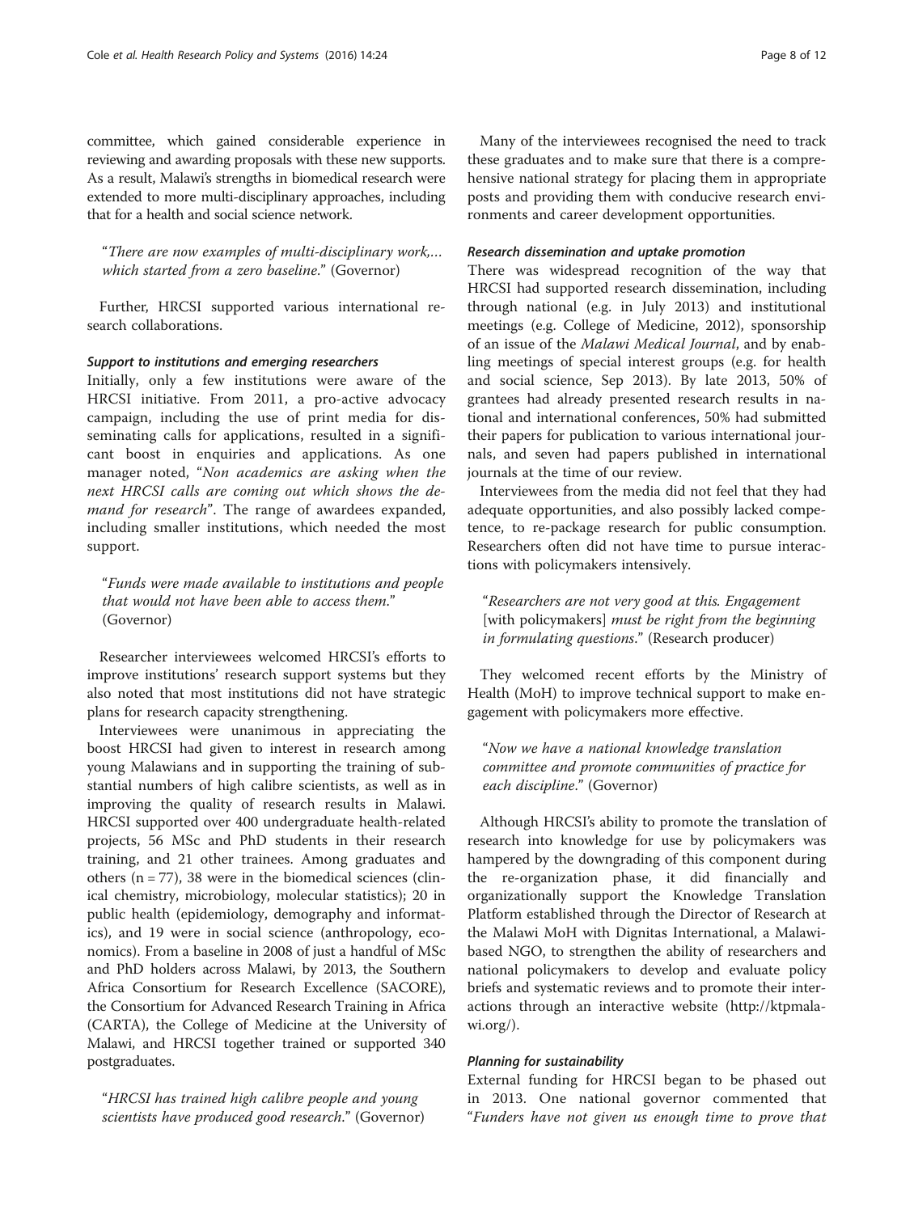committee, which gained considerable experience in reviewing and awarding proposals with these new supports. As a result, Malawi's strengths in biomedical research were extended to more multi-disciplinary approaches, including that for a health and social science network.

> "*There are now examples of multi-disciplinary work,... which started from a zero baseline*." (Governor)

Further, HRCSI supported various international research collaborations.

#### *Support to institutions and emerging researchers*

Initially, only a few institutions were aware of the HRCSI initiative. From 2011, a pro-active advocacy campaign, including the use of print media for disseminating calls for applications, resulted in a significant boost in enquiries and applications. As one manager noted, "*Non academics are asking when the next HRCSI calls are coming out which shows the demand for research*". The range of awardees expanded, including smaller institutions, which needed the most support.

> "*Funds were made available to institutions and people that would not have been able to access them*." (Governor)

Researcher interviewees welcomed HRCSI's efforts to improve institutions' research support systems but they also noted that most institutions did not have strategic plans for research capacity strengthening.

Interviewees were unanimous in appreciating the boost HRCSI had given to interest in research among young Malawians and in supporting the training of substantial numbers of high calibre scientists, as well as in improving the quality of research results in Malawi. HRCSI supported over 400 undergraduate health-related projects, 56 MSc and PhD students in their research training, and 21 other trainees. Among graduates and others (n = 77), 38 were in the biomedical sciences (clinical chemistry, microbiology, molecular statistics); 20 in public health (epidemiology, demography and informatics), and 19 were in social science (anthropology, economics). From a baseline in 2008 of just a handful of MSc and PhD holders across Malawi, by 2013, the Southern Africa Consortium for Research Excellence (SACORE), the Consortium for Advanced Research Training in Africa (CARTA), the College of Medicine at the University of Malawi, and HRCSI together trained or supported 340 postgraduates.

> "*HRCSI has trained high calibre people and young scientists have produced good research*." (Governor)

Many of the interviewees recognised the need to track these graduates and to make sure that there is a comprehensive national strategy for placing them in appropriate posts and providing them with conducive research environments and career development opportunities.

#### *Research dissemination and uptake promotion*

There was widespread recognition of the way that HRCSI had supported research dissemination, including through national (e.g. in July 2013) and institutional meetings (e.g. College of Medicine, 2012), sponsorship of an issue of the *Malawi Medical Journal*, and by enabling meetings of special interest groups (e.g. for health and social science, Sep 2013). By late 2013, 50% of grantees had already presented research results in national and international conferences, 50% had submitted their papers for publication to various international journals, and seven had papers published in international journals at the time of our review.

Interviewees from the media did not feel that they had adequate opportunities, and also possibly lacked competence, to re-package research for public consumption. Researchers often did not have time to pursue interactions with policymakers intensively.

> "*Researchers are not very good at this. Engagement* [with policymakers] *must be right from the beginning in formulating questions*." (Research producer)

They welcomed recent efforts by the Ministry of Health (MoH) to improve technical support to make engagement with policymakers more effective.

> "*Now we have a national knowledge translation committee and promote communities of practice for each discipline*." (Governor)

Although HRCSI's ability to promote the translation of research into knowledge for use by policymakers was hampered by the downgrading of this component during the re-organization phase, it did financially and organizationally support the Knowledge Translation Platform established through the Director of Research at the Malawi MoH with Dignitas International, a Malawi-based NGO, to strengthen the ability of researchers and national policymakers to develop and evaluate policy briefs and systematic reviews and to promote their interactions through an interactive website (http://ktpmalawi.org/).

#### *Planning for sustainability*

External funding for HRCSI began to be phased out in 2013. One national governor commented that "*Funders have not given us enough time to prove that*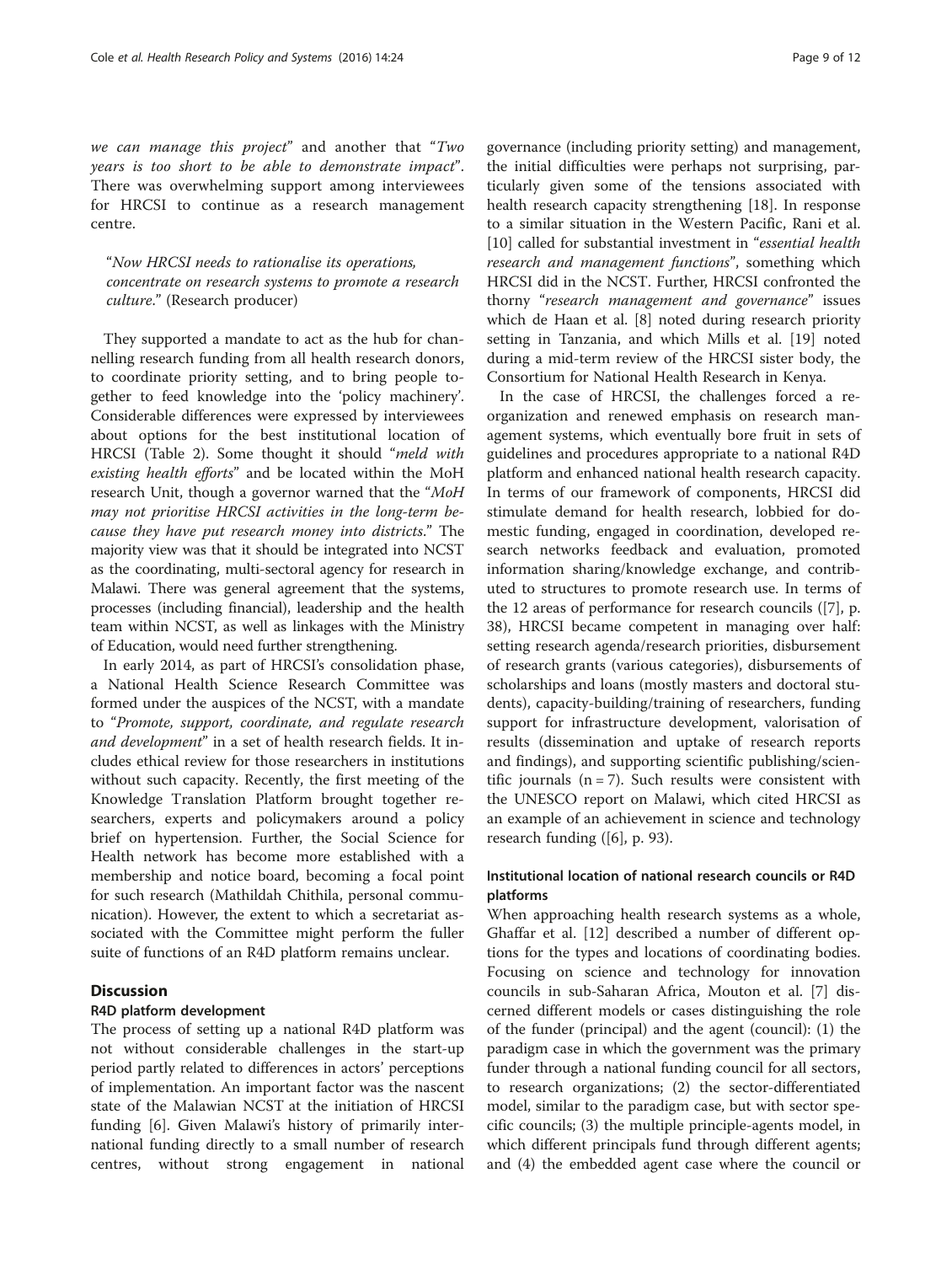*we can manage this project*" and another that "*Two years is too short to be able to demonstrate impact*". There was overwhelming support among interviewees for HRCSI to continue as a research management centre.

> "*Now HRCSI needs to rationalise its operations, concentrate on research systems to promote a research culture.*" (Research producer)

They supported a mandate to act as the hub for channelling research funding from all health research donors, to coordinate priority setting, and to bring people together to feed knowledge into the 'policy machinery'. Considerable differences were expressed by interviewees about options for the best institutional location of HRCSI (Table 2). Some thought it should "*meld with existing health efforts*" and be located within the MoH research Unit, though a governor warned that the "*MoH may not prioritise HRCSI activities in the long-term because they have put research money into districts.*" The majority view was that it should be integrated into NCST as the coordinating, multi-sectoral agency for research in Malawi. There was general agreement that the systems, processes (including financial), leadership and the health team within NCST, as well as linkages with the Ministry of Education, would need further strengthening.

In early 2014, as part of HRCSI's consolidation phase, a National Health Science Research Committee was formed under the auspices of the NCST, with a mandate to "*Promote, support, coordinate, and regulate research and development*" in a set of health research fields. It includes ethical review for those researchers in institutions without such capacity. Recently, the first meeting of the Knowledge Translation Platform brought together researchers, experts and policymakers around a policy brief on hypertension. Further, the Social Science for Health network has become more established with a membership and notice board, becoming a focal point for such research (Mathildah Chithila, personal communication). However, the extent to which a secretariat associated with the Committee might perform the fuller suite of functions of an R4D platform remains unclear.

## Discussion

### R4D platform development

The process of setting up a national R4D platform was not without considerable challenges in the start-up period partly related to differences in actors' perceptions of implementation. An important factor was the nascent state of the Malawian NCST at the initiation of HRCSI funding [6]. Given Malawi's history of primarily international funding directly to a small number of research centres, without strong engagement in national governance (including priority setting) and management, the initial difficulties were perhaps not surprising, particularly given some of the tensions associated with health research capacity strengthening [18]. In response to a similar situation in the Western Pacific, Rani et al. [10] called for substantial investment in "*essential health research and management functions*", something which HRCSI did in the NCST. Further, HRCSI confronted the thorny "*research management and governance*" issues which de Haan et al. [8] noted during research priority setting in Tanzania, and which Mills et al. [19] noted during a mid-term review of the HRCSI sister body, the Consortium for National Health Research in Kenya.

In the case of HRCSI, the challenges forced a re-organization and renewed emphasis on research management systems, which eventually bore fruit in sets of guidelines and procedures appropriate to a national R4D platform and enhanced national health research capacity. In terms of our framework of components, HRCSI did stimulate demand for health research, lobbied for domestic funding, engaged in coordination, developed research networks feedback and evaluation, promoted information sharing/knowledge exchange, and contributed to structures to promote research use. In terms of the 12 areas of performance for research councils ([7], p. 38), HRCSI became competent in managing over half: setting research agenda/research priorities, disbursement of research grants (various categories), disbursements of scholarships and loans (mostly masters and doctoral students), capacity-building/training of researchers, funding support for infrastructure development, valorisation of results (dissemination and uptake of research reports and findings), and supporting scientific publishing/scientific journals ($n = 7$). Such results were consistent with the UNESCO report on Malawi, which cited HRCSI as an example of an achievement in science and technology research funding ([6], p. 93).

### Institutional location of national research councils or R4D platforms

When approaching health research systems as a whole, Ghaffar et al. [12] described a number of different options for the types and locations of coordinating bodies. Focusing on science and technology for innovation councils in sub-Saharan Africa, Mouton et al. [7] discerned different models or cases distinguishing the role of the funder (principal) and the agent (council): (1) the paradigm case in which the government was the primary funder through a national funding council for all sectors, to research organizations; (2) the sector-differentiated model, similar to the paradigm case, but with sector specific councils; (3) the multiple principle-agents model, in which different principals fund through different agents; and (4) the embedded agent case where the council or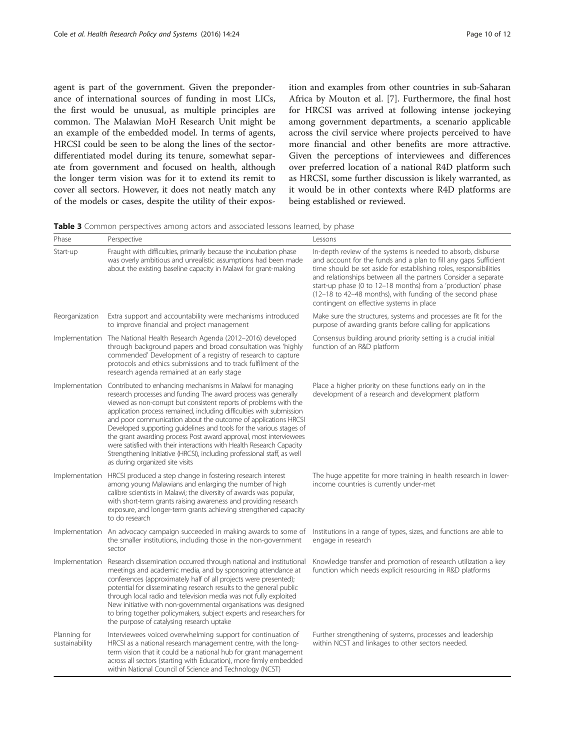agent is part of the government. Given the preponderance of international sources of funding in most LICs, the first would be unusual, as multiple principles are common. The Malawian MoH Research Unit might be an example of the embedded model. In terms of agents, HRCSI could be seen to be along the lines of the sector-differentiated model during its tenure, somewhat separate from government and focused on health, although the longer term vision was for it to extend its remit to cover all sectors. However, it does not neatly match any of the models or cases, despite the utility of their exposition and examples from other countries in sub-Saharan Africa by Mouton et al. [7]. Furthermore, the final host for HRCSI was arrived at following intense jockeying among government departments, a scenario applicable across the civil service where projects perceived to have more financial and other benefits are more attractive. Given the perceptions of interviewees and differences over preferred location of a national R4D platform such as HRCSI, some further discussion is likely warranted, as it would be in other contexts where R4D platforms are being established or reviewed.

**Table 3** Common perspectives among actors and associated lessons learned, by phase

| Phase | Perspective | Lessons |
|---|---|---|
| Start-up | Fraught with difficulties, primarily because the incubation phase was overly ambitious and unrealistic assumptions had been made about the existing baseline capacity in Malawi for grant-making | In-depth review of the systems is needed to absorb, disburse and account for the funds and a plan to fill any gaps Sufficient time should be set aside for establishing roles, responsibilities and relationships between all the partners Consider a separate start-up phase (0 to 12–18 months) from a 'production' phase (12–18 to 42–48 months), with funding of the second phase contingent on effective systems in place |
| Reorganization | Extra support and accountability were mechanisms introduced to improve financial and project management | Make sure the structures, systems and processes are fit for the purpose of awarding grants before calling for applications |
| Implementation | The National Health Research Agenda (2012–2016) developed through background papers and broad consultation was 'highly commended' Development of a registry of research to capture protocols and ethics submissions and to track fulfilment of the research agenda remained at an early stage | Consensus building around priority setting is a crucial initial function of an R&D platform |
| Implementation | Contributed to enhancing mechanisms in Malawi for managing research processes and funding The award process was generally viewed as non-corrupt but consistent reports of problems with the application process remained, including difficulties with submission and poor communication about the outcome of applications HRCSI Developed supporting guidelines and tools for the various stages of the grant awarding process Post award approval, most interviewees were satisfied with their interactions with Health Research Capacity Strengthening Initiative (HRCSI), including professional staff, as well as during organized site visits | Place a higher priority on these functions early on in the development of a research and development platform |
| Implementation | HRCSI produced a step change in fostering research interest among young Malawians and enlarging the number of high calibre scientists in Malawi; the diversity of awards was popular, with short-term grants raising awareness and providing research exposure, and longer-term grants achieving strengthened capacity to do research | The huge appetite for more training in health research in lower-income countries is currently under-met |
| Implementation | An advocacy campaign succeeded in making awards to some of the smaller institutions, including those in the non-government sector | Institutions in a range of types, sizes, and functions are able to engage in research |
| Implementation | Research dissemination occurred through national and institutional meetings and academic media, and by sponsoring attendance at conferences (approximately half of all projects were presented); potential for disseminating research results to the general public through local radio and television media was not fully exploited New initiative with non-governmental organisations was designed to bring together policymakers, subject experts and researchers for the purpose of catalysing research uptake | Knowledge transfer and promotion of research utilization a key function which needs explicit resourcing in R&D platforms |
| Planning for sustainability | Interviewees voiced overwhelming support for continuation of HRCSI as a national research management centre, with the long-term vision that it could be a national hub for grant management across all sectors (starting with Education), more firmly embedded within National Council of Science and Technology (NCST) | Further strengthening of systems, processes and leadership within NCST and linkages to other sectors needed. |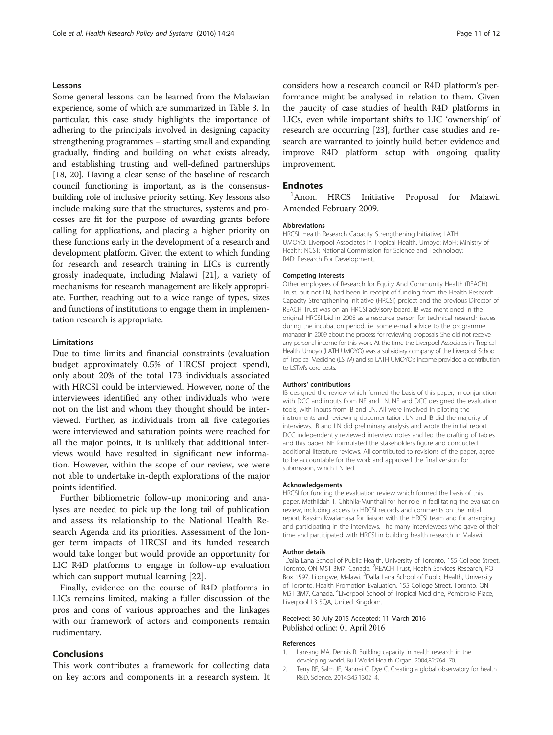### Lessons

Some general lessons can be learned from the Malawian experience, some of which are summarized in Table 3. In particular, this case study highlights the importance of adhering to the principals involved in designing capacity strengthening programmes – starting small and expanding gradually, finding and building on what exists already, and establishing trusting and well-defined partnerships [18, 20]. Having a clear sense of the baseline of research council functioning is important, as is the consensus-building role of inclusive priority setting. Key lessons also include making sure that the structures, systems and processes are fit for the purpose of awarding grants before calling for applications, and placing a higher priority on these functions early in the development of a research and development platform. Given the extent to which funding for research and research training in LICs is currently grossly inadequate, including Malawi [21], a variety of mechanisms for research management are likely appropriate. Further, reaching out to a wide range of types, sizes and functions of institutions to engage them in implementation research is appropriate.

### Limitations

Due to time limits and financial constraints (evaluation budget approximately 0.5% of HRCSI project spend), only about 20% of the total 173 individuals associated with HRCSI could be interviewed. However, none of the interviewees identified any other individuals who were not on the list and whom they thought should be interviewed. Further, as individuals from all five categories were interviewed and saturation points were reached for all the major points, it is unlikely that additional interviews would have resulted in significant new information. However, within the scope of our review, we were not able to undertake in-depth explorations of the major points identified.

Further bibliometric follow-up monitoring and analyses are needed to pick up the long tail of publication and assess its relationship to the National Health Research Agenda and its priorities. Assessment of the longer term impacts of HRCSI and its funded research would take longer but would provide an opportunity for LIC R4D platforms to engage in follow-up evaluation which can support mutual learning [22].

Finally, evidence on the course of R4D platforms in LICs remains limited, making a fuller discussion of the pros and cons of various approaches and the linkages with our framework of actors and components remain rudimentary.

## Conclusions

This work contributes a framework for collecting data on key actors and components in a research system. It considers how a research council or R4D platform's performance might be analysed in relation to them. Given the paucity of case studies of health R4D platforms in LICs, even while important shifts to LIC 'ownership' of research are occurring [23], further case studies and research are warranted to jointly build better evidence and improve R4D platform setup with ongoing quality improvement.

## Endnotes

[1]Anon. HRCS Initiative Proposal for Malawi. Amended February 2009.

#### Abbreviations

HRCSI: Health Research Capacity Strengthening Initiative; LATH UMOYO: Liverpool Associates in Tropical Health, Umoyo; MoH: Ministry of Health; NCST: National Commission for Science and Technology; R4D: Research For Development..

#### Competing interests

Other employees of Research for Equity And Community Health (REACH) Trust, but not LN, had been in receipt of funding from the Health Research Capacity Strengthening Initiative (HRCSI) project and the previous Director of REACH Trust was on an HRCSI advisory board. IB was mentioned in the original HRCSI bid in 2008 as a resource person for technical research issues during the incubation period, i.e. some e-mail advice to the programme manager in 2009 about the process for reviewing proposals. She did not receive any personal income for this work. At the time the Liverpool Associates in Tropical Health, Umoyo (LATH UMOYO) was a subsidiary company of the Liverpool School of Tropical Medicine (LSTM) and so LATH UMOYO's income provided a contribution to LSTM's core costs.

#### Authors' contributions

IB designed the review which formed the basis of this paper, in conjunction with DCC and inputs from NF and LN. NF and DCC designed the evaluation tools, with inputs from IB and LN. All were involved in piloting the instruments and reviewing documentation. LN and IB did the majority of interviews. IB and LN did preliminary analysis and wrote the initial report. DCC independently reviewed interview notes and led the drafting of tables and this paper. NF formulated the stakeholders figure and conducted additional literature reviews. All contributed to revisions of the paper, agree to be accountable for the work and approved the final version for submission, which LN led.

#### Acknowledgements

HRCSI for funding the evaluation review which formed the basis of this paper. Mathildah T. Chithila-Munthali for her role in facilitating the evaluation review, including access to HRCSI records and comments on the initial report. Kassim Kwalamasa for liaison with the HRCSI team and for arranging and participating in the interviews. The many interviewees who gave of their time and participated with HRCSI in building health research in Malawi.

#### Author details

[1]Dalla Lana School of Public Health, University of Toronto, 155 College Street, Toronto, ON M5T 3M7, Canada. [2]REACH Trust, Health Services Research, PO Box 1597, Lilongwe, Malawi. [3]Dalla Lana School of Public Health, University of Toronto, Health Promotion Evaluation, 155 College Street, Toronto, ON M5T 3M7, Canada. [4]Liverpool School of Tropical Medicine, Pembroke Place, Liverpool L3 5QA, United Kingdom.

Received: 30 July 2015 Accepted: 11 March 2016
Published online: 01 April 2016

#### References

1. Lansang MA, Dennis R. Building capacity in health research in the developing world. Bull World Health Organ. 2004;82:764–70.
2. Terry RF, Salm JF, Nannei C, Dye C. Creating a global observatory for health R&D. Science. 2014;345:1302–4.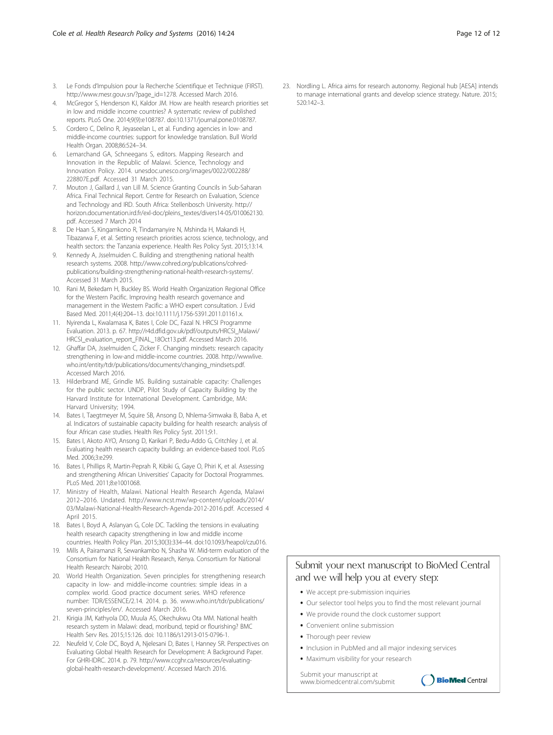3. Le Fonds d'Impulsion pour la Recherche Scientifique et Technique (FIRST). http://www.mesr.gouv.sn/?page_id=1278. Accessed March 2016.
4. McGregor S, Henderson KJ, Kaldor JM. How are health research priorities set in low and middle income countries? A systematic review of published reports. PLoS One. 2014;9(9):e108787. doi:10.1371/journal.pone.0108787.
5. Cordero C, Delino R, Jeyaseelan L, et al. Funding agencies in low- and middle-income countries: support for knowledge translation. Bull World Health Organ. 2008;86:524–34.
6. Lemarchand GA, Schneegans S, editors. Mapping Research and Innovation in the Republic of Malawi. Science, Technology and Innovation Policy. 2014. unesdoc.unesco.org/images/0022/002288/228807E.pdf. Accessed 31 March 2015.
7. Mouton J, Gaillard J, van Lill M. Science Granting Councils in Sub-Saharan Africa. Final Technical Report. Centre for Research on Evaluation, Science and Technology and IRD. South Africa: Stellenbosch University. http://horizon.documentation.ird.fr/exl-doc/pleins_textes/divers14-05/010062130.pdf. Accessed 7 March 2014
8. De Haan S, Kingamkono R, Tindamanyire N, Mshinda H, Makandi H, Tibazarwa F, et al. Setting research priorities across science, technology, and health sectors: the Tanzania experience. Health Res Policy Syst. 2015;13:14.
9. Kennedy A, Jsselmuiden C. Building and strengthening national health research systems. 2008. http://www.cohred.org/publications/cohred-publications/building-strengthening-national-health-research-systems/. Accessed 31 March 2015.
10. Rani M, Bekedam H, Buckley BS. World Health Organization Regional Office for the Western Pacific. Improving health research governance and management in the Western Pacific: a WHO expert consultation. J Evid Based Med. 2011;4(4):204–13. doi:10.1111/j.1756-5391.2011.01161.x.
11. Nyirenda L, Kwalamasa K, Bates I, Cole DC, Fazal N. HRCSI Programme Evaluation. 2013. p. 67. http://r4d.dfid.gov.uk/pdf/outputs/HRCSI_Malawi/HRCSI_evaluation_report_FINAL_18Oct13.pdf. Accessed March 2016.
12. Ghaffar DA, Jsselmuiden C, Zicker F. Changing mindsets: research capacity strengthening in low-and middle-income countries. 2008. http://wwwlive.who.int/entity/tdr/publications/documents/changing_mindsets.pdf. Accessed March 2016.
13. Hilderbrand ME, Grindle MS. Building sustainable capacity: Challenges for the public sector. UNDP, Pilot Study of Capacity Building by the Harvard Institute for International Development. Cambridge, MA: Harvard University; 1994.
14. Bates I, Taegtmeyer M, Squire SB, Ansong D, Nhlema-Simwaka B, Baba A, et al. Indicators of sustainable capacity building for health research: analysis of four African case studies. Health Res Policy Syst. 2011;9:1.
15. Bates I, Akoto AYO, Ansong D, Karikari P, Bedu-Addo G, Critchley J, et al. Evaluating health research capacity building: an evidence-based tool. PLoS Med. 2006;3:e299.
16. Bates I, Phillips R, Martin-Peprah R, Kibiki G, Gaye O, Phiri K, et al. Assessing and strengthening African Universities' Capacity for Doctoral Programmes. PLoS Med. 2011;8:e1001068.
17. Ministry of Health, Malawi. National Health Research Agenda, Malawi 2012–2016. Undated. http://www.ncst.mw/wp-content/uploads/2014/03/Malawi-National-Health-Research-Agenda-2012-2016.pdf. Accessed 4 April 2015.
18. Bates I, Boyd A, Aslanyan G, Cole DC. Tackling the tensions in evaluating health research capacity strengthening in low and middle income countries. Health Policy Plan. 2015;30(3):334–44. doi:10.1093/heapol/czu016.
19. Mills A, Pairamanzi R, Sewankambo N, Shasha W. Mid-term evaluation of the Consortium for National Health Research, Kenya. Consortium for National Health Research: Nairobi; 2010.
20. World Health Organization. Seven principles for strengthening research capacity in low- and middle-income countries: simple ideas in a complex world. Good practice document series. WHO reference number: TDR/ESSENCE/2.14. 2014. p. 36. www.who.int/tdr/publications/seven-principles/en/. Accessed March 2016.
21. Kirigia JM, Kathyola DD, Muula AS, Okechukwu Ota MM. National health research system in Malawi: dead, moribund, tepid or flourishing? BMC Health Serv Res. 2015;15:126. doi: 10.1186/s12913-015-0796-1.
22. Neufeld V, Cole DC, Boyd A, Njelesani D, Bates I, Hanney SR. Perspectives on Evaluating Global Health Research for Development: A Background Paper. For GHRI-IDRC. 2014. p. 79. http://www.ccghr.ca/resources/evaluating-global-health-research-development/. Accessed March 2016.
23. Nordling L. Africa aims for research autonomy. Regional hub [AESA] intends to manage international grants and develop science strategy. Nature. 2015; 520:142–3.

Submit your next manuscript to BioMed Central and we will help you at every step:

- We accept pre-submission inquiries
- Our selector tool helps you to find the most relevant journal
- We provide round the clock customer support
- Convenient online submission
- Thorough peer review
- Inclusion in PubMed and all major indexing services
- Maximum visibility for your research

Submit your manuscript at
www.biomedcentral.com/submit

BioMed Central